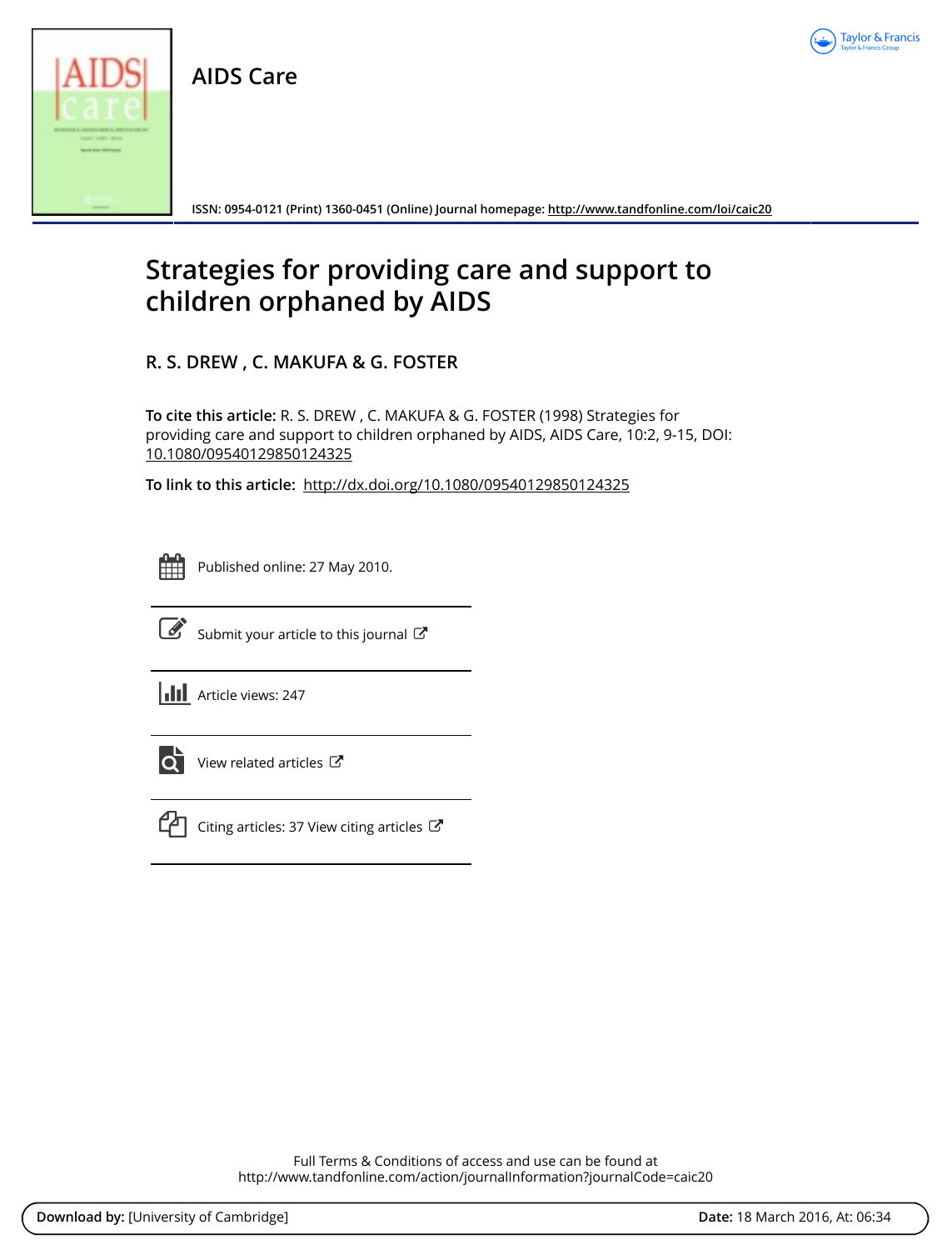# AIDS Care

ISSN: 0954-0121 (Print) 1360-0451 (Online) Journal homepage: http://www.tandfonline.com/loi/caic20

# Strategies for providing care and support to children orphaned by AIDS

## R. S. DREW , C. MAKUFA & G. FOSTER

**To cite this article:** R. S. DREW , C. MAKUFA & G. FOSTER (1998) Strategies for providing care and support to children orphaned by AIDS, AIDS Care, 10:2, 9-15, DOI: 10.1080/09540129850124325

**To link to this article:** http://dx.doi.org/10.1080/09540129850124325

Published online: 27 May 2010.

Submit your article to this journal

Article views: 247

View related articles

Citing articles: 37 View citing articles

Full Terms & Conditions of access and use can be found at http://www.tandfonline.com/action/journalInformation?journalCode=caic20

**Download by:** [University of Cambridge] **Date:** 18 March 2016, At: 06:34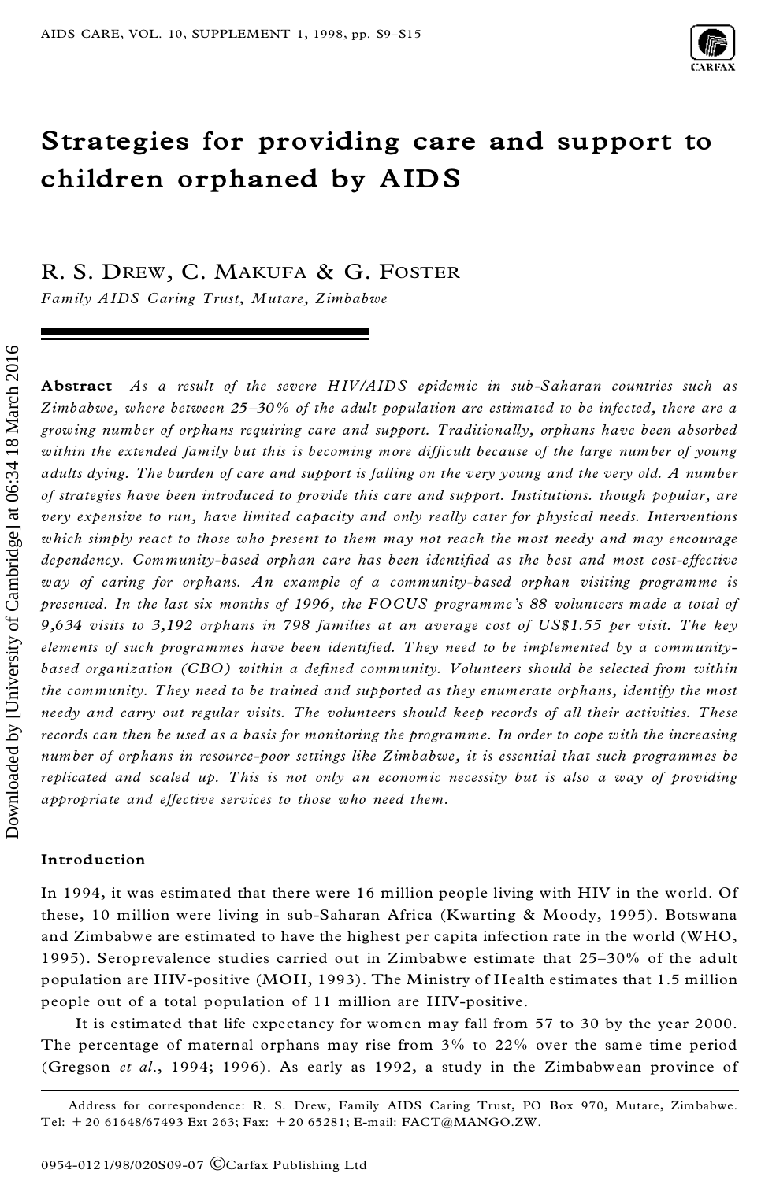# Strategies for providing care and support to children orphaned by AIDS

R. S. DREW, C. MAKUFA & G. FOSTER

*Family AIDS Caring Trust, Mutare, Zimbabwe*

**Abstract** *As a result of the severe HIV/AIDS epidemic in sub-Saharan countries such as Zimbabwe, where between 25–30% of the adult population are estimated to be infected, there are a growing number of orphans requiring care and support. Traditionally, orphans have been absorbed within the extended family but this is becoming more difficult because of the large number of young adults dying. The burden of care and support is falling on the very young and the very old. A number of strategies have been introduced to provide this care and support. Institutions. though popular, are very expensive to run, have limited capacity and only really cater for physical needs. Interventions which simply react to those who present to them may not reach the most needy and may encourage dependency. Community-based orphan care has been identified as the best and most cost-effective way of caring for orphans. An example of a community-based orphan visiting programme is presented. In the last six months of 1996, the FOCUS programme's 88 volunteers made a total of 9,634 visits to 3,192 orphans in 798 families at an average cost of US$1.55 per visit. The key elements of such programmes have been identified. They need to be implemented by a community-based organization (CBO) within a defined community. Volunteers should be selected from within the community. They need to be trained and supported as they enumerate orphans, identify the most needy and carry out regular visits. The volunteers should keep records of all their activities. These records can then be used as a basis for monitoring the programme. In order to cope with the increasing number of orphans in resource-poor settings like Zimbabwe, it is essential that such programmes be replicated and scaled up. This is not only an economic necessity but is also a way of providing appropriate and effective services to those who need them.*

## Introduction

In 1994, it was estimated that there were 16 million people living with HIV in the world. Of these, 10 million were living in sub-Saharan Africa (Kwarting & Moody, 1995). Botswana and Zimbabwe are estimated to have the highest per capita infection rate in the world (WHO, 1995). Seroprevalence studies carried out in Zimbabwe estimate that 25–30% of the adult population are HIV-positive (MOH, 1993). The Ministry of Health estimates that 1.5 million people out of a total population of 11 million are HIV-positive.

It is estimated that life expectancy for women may fall from 57 to 30 by the year 2000. The percentage of maternal orphans may rise from 3% to 22% over the same time period (Gregson *et al.*, 1994; 1996). As early as 1992, a study in the Zimbabwean province of

Address for correspondence: R. S. Drew, Family AIDS Caring Trust, PO Box 970, Mutare, Zimbabwe. Tel: +20 61648/67493 Ext 263; Fax: +20 65281; E-mail: FACT@MANGO.ZW.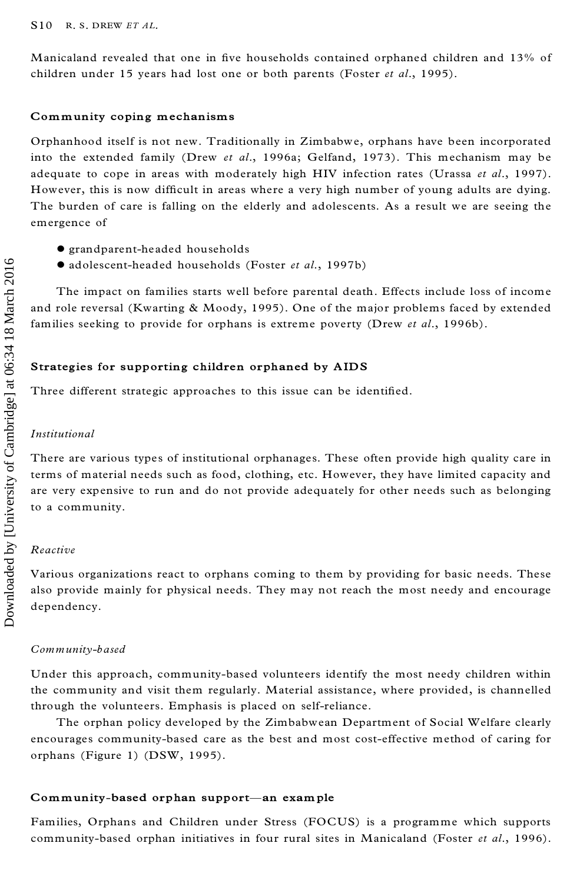Manicaland revealed that one in five households contained orphaned children and 13% of children under 15 years had lost one or both parents (Foster *et al.*, 1995).

## Community coping mechanisms

Orphanhood itself is not new. Traditionally in Zimbabwe, orphans have been incorporated into the extended family (Drew *et al.*, 1996a; Gelfand, 1973). This mechanism may be adequate to cope in areas with moderately high HIV infection rates (Urassa *et al.*, 1997). However, this is now difficult in areas where a very high number of young adults are dying. The burden of care is falling on the elderly and adolescents. As a result we are seeing the emergence of

- grandparent-headed households
- adolescent-headed households (Foster *et al.*, 1997b)

The impact on families starts well before parental death. Effects include loss of income and role reversal (Kwarting & Moody, 1995). One of the major problems faced by extended families seeking to provide for orphans is extreme poverty (Drew *et al.*, 1996b).

## Strategies for supporting children orphaned by AIDS

Three different strategic approaches to this issue can be identified.

### *Institutional*

There are various types of institutional orphanages. These often provide high quality care in terms of material needs such as food, clothing, etc. However, they have limited capacity and are very expensive to run and do not provide adequately for other needs such as belonging to a community.

### *Reactive*

Various organizations react to orphans coming to them by providing for basic needs. These also provide mainly for physical needs. They may not reach the most needy and encourage dependency.

### *Community-based*

Under this approach, community-based volunteers identify the most needy children within the community and visit them regularly. Material assistance, where provided, is channelled through the volunteers. Emphasis is placed on self-reliance.

The orphan policy developed by the Zimbabwean Department of Social Welfare clearly encourages community-based care as the best and most cost-effective method of caring for orphans (Figure 1) (DSW, 1995).

## Community-based orphan support—an example

Families, Orphans and Children under Stress (FOCUS) is a programme which supports community-based orphan initiatives in four rural sites in Manicaland (Foster *et al.*, 1996).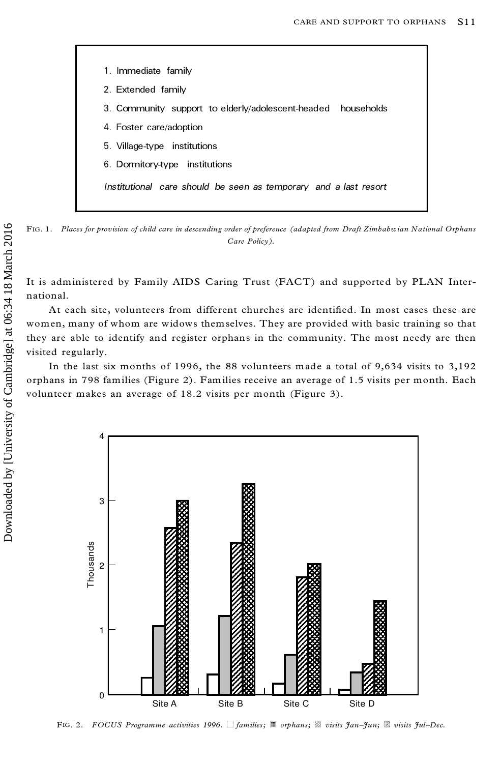1. Immediate family
2. Extended family
3. Community support to elderly/adolescent-headed households
4. Foster care/adoption
5. Village-type institutions
6. Dormitory-type institutions

*Institutional care should be seen as temporary and a last resort*

FIG. 1. *Places for provision of child care in descending order of preference (adapted from Draft Zimbabwian National Orphans Care Policy).*

It is administered by Family AIDS Caring Trust (FACT) and supported by PLAN International.

At each site, volunteers from different churches are identified. In most cases these are women, many of whom are widows themselves. They are provided with basic training so that they are able to identify and register orphans in the community. The most needy are then visited regularly.

In the last six months of 1996, the 88 volunteers made a total of 9,634 visits to 3,192 orphans in 798 families (Figure 2). Families receive an average of 1.5 visits per month. Each volunteer makes an average of 18.2 visits per month (Figure 3).

FIG. 2. *FOCUS Programme activities 1996.* □ *families;* ▒ *orphans;* ▨ *visits Jan–Jun;* ▩ *visits Jul–Dec.*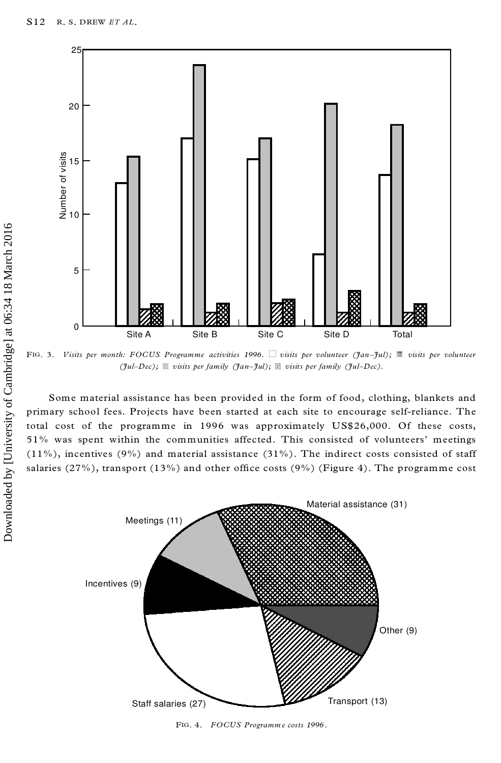FIG. 3. *Visits per month: FOCUS Programme activities 1996.* □ *visits per volunteer (Jan–Jul);* ▦ *visits per volunteer (Jul–Dec);* ▨ *visits per family (Jan–Jul);* ▩ *visits per family (Jul–Dec).*

Some material assistance has been provided in the form of food, clothing, blankets and primary school fees. Projects have been started at each site to encourage self-reliance. The total cost of the programme in 1996 was approximately US$26,000. Of these costs, 51% was spent within the communities affected. This consisted of volunteers' meetings (11%), incentives (9%) and material assistance (31%). The indirect costs consisted of staff salaries (27%), transport (13%) and other office costs (9%) (Figure 4). The programme cost

FIG. 4. *FOCUS Programme costs 1996.*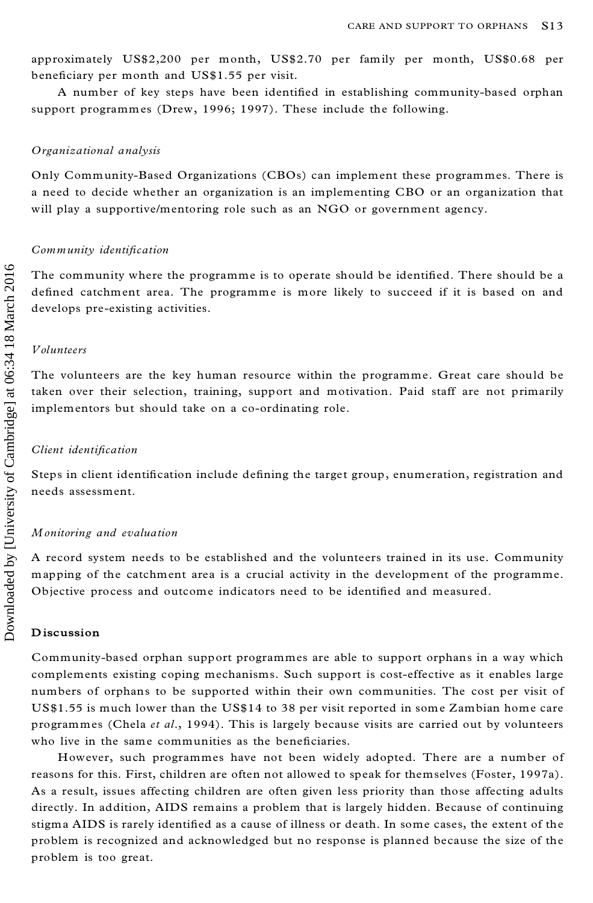approximately US$2,200 per month, US$2.70 per family per month, US$0.68 per beneficiary per month and US$1.55 per visit.

A number of key steps have been identified in establishing community-based orphan support programmes (Drew, 1996; 1997). These include the following.

*Organizational analysis*

Only Community-Based Organizations (CBOs) can implement these programmes. There is a need to decide whether an organization is an implementing CBO or an organization that will play a supportive/mentoring role such as an NGO or government agency.

*Community identification*

The community where the programme is to operate should be identified. There should be a defined catchment area. The programme is more likely to succeed if it is based on and develops pre-existing activities.

*Volunteers*

The volunteers are the key human resource within the programme. Great care should be taken over their selection, training, support and motivation. Paid staff are not primarily implementors but should take on a co-ordinating role.

*Client identification*

Steps in client identification include defining the target group, enumeration, registration and needs assessment.

*Monitoring and evaluation*

A record system needs to be established and the volunteers trained in its use. Community mapping of the catchment area is a crucial activity in the development of the programme. Objective process and outcome indicators need to be identified and measured.

**Discussion**

Community-based orphan support programmes are able to support orphans in a way which complements existing coping mechanisms. Such support is cost-effective as it enables large numbers of orphans to be supported within their own communities. The cost per visit of US$1.55 is much lower than the US$14 to 38 per visit reported in some Zambian home care programmes (Chela *et al*., 1994). This is largely because visits are carried out by volunteers who live in the same communities as the beneficiaries.

However, such programmes have not been widely adopted. There are a number of reasons for this. First, children are often not allowed to speak for themselves (Foster, 1997a). As a result, issues affecting children are often given less priority than those affecting adults directly. In addition, AIDS remains a problem that is largely hidden. Because of continuing stigma AIDS is rarely identified as a cause of illness or death. In some cases, the extent of the problem is recognized and acknowledged but no response is planned because the size of the problem is too great.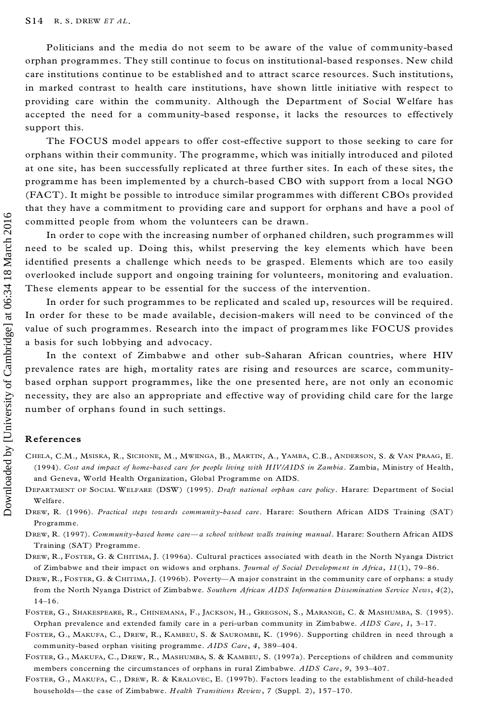Politicians and the media do not seem to be aware of the value of community-based orphan programmes. They still continue to focus on institutional-based responses. New child care institutions continue to be established and to attract scarce resources. Such institutions, in marked contrast to health care institutions, have shown little initiative with respect to providing care within the community. Although the Department of Social Welfare has accepted the need for a community-based response, it lacks the resources to effectively support this.

The FOCUS model appears to offer cost-effective support to those seeking to care for orphans within their community. The programme, which was initially introduced and piloted at one site, has been successfully replicated at three further sites. In each of these sites, the programme has been implemented by a church-based CBO with support from a local NGO (FACT). It might be possible to introduce similar programmes with different CBOs provided that they have a commitment to providing care and support for orphans and have a pool of committed people from whom the volunteers can be drawn.

In order to cope with the increasing number of orphaned children, such programmes will need to be scaled up. Doing this, whilst preserving the key elements which have been identified presents a challenge which needs to be grasped. Elements which are too easily overlooked include support and ongoing training for volunteers, monitoring and evaluation. These elements appear to be essential for the success of the intervention.

In order for such programmes to be replicated and scaled up, resources will be required. In order for these to be made available, decision-makers will need to be convinced of the value of such programmes. Research into the impact of programmes like FOCUS provides a basis for such lobbying and advocacy.

In the context of Zimbabwe and other sub-Saharan African countries, where HIV prevalence rates are high, mortality rates are rising and resources are scarce, community-based orphan support programmes, like the one presented here, are not only an economic necessity, they are also an appropriate and effective way of providing child care for the large number of orphans found in such settings.

## References

Chela, C.M., Msiska, R., Sichone, M., Mwiinga, B., Martin, A., Yamba, C.B., Anderson, S. & Van Praag, E. (1994). *Cost and impact of home-based care for people living with HIV/AIDS in Zambia*. Zambia, Ministry of Health, and Geneva, World Health Organization, Global Programme on AIDS.

Department of Social Welfare (DSW) (1995). *Draft national orphan care policy*. Harare: Department of Social Welfare.

Drew, R. (1996). *Practical steps towards community-based care*. Harare: Southern African AIDS Training (SAT) Programme.

Drew, R. (1997). *Community-based home care—a school without walls training manual*. Harare: Southern African AIDS Training (SAT) Programme.

Drew, R., Foster, G. & Chitima, J. (1996a). Cultural practices associated with death in the North Nyanga District of Zimbabwe and their impact on widows and orphans. *Journal of Social Development in Africa*, *11*(1), 79–86.

Drew, R., Foster, G. & Chitima, J. (1996b). Poverty—A major constraint in the community care of orphans: a study from the North Nyanga District of Zimbabwe. *Southern African AIDS Information Dissemination Service News*, *4*(2), 14–16.

Foster, G., Shakespeare, R., Chinemana, F., Jackson, H., Gregson, S., Marange, C. & Mashumba, S. (1995). Orphan prevalence and extended family care in a peri-urban community in Zimbabwe. *AIDS Care*, *1*, 3–17.

Foster, G., Makufa, C., Drew, R., Kambeu, S. & Saurombe, K. (1996). Supporting children in need through a community-based orphan visiting programme. *AIDS Care*, *4*, 389–404.

Foster, G., Makufa, C., Drew, R., Mashumba, S. & Kambeu, S. (1997a). Perceptions of children and community members concerning the circumstances of orphans in rural Zimbabwe. *AIDS Care*, *9*, 393–407.

Foster, G., Makufa, C., Drew, R. & Kralovec, E. (1997b). Factors leading to the establishment of child-headed households—the case of Zimbabwe. *Health Transitions Review*, *7* (Suppl. 2), 157–170.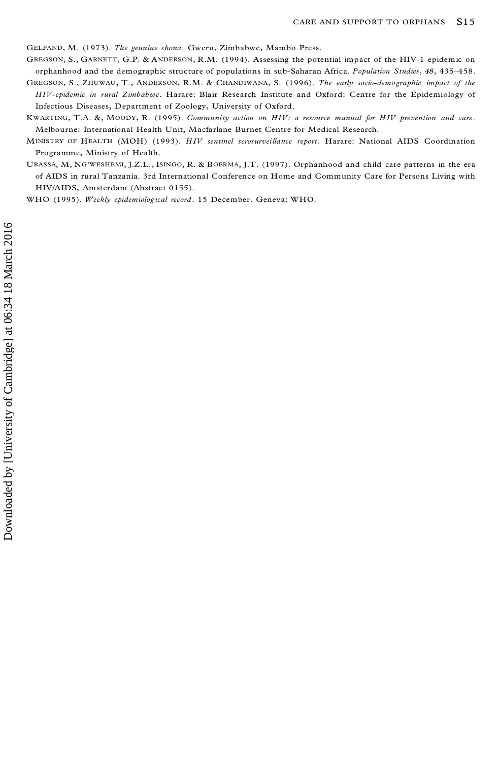Gelfand, M. (1973). *The genuine shona*. Gweru, Zimbabwe, Mambo Press.

Gregson, S., Garnett, G.P. & Anderson, R.M. (1994). Assessing the potential impact of the HIV-1 epidemic on orphanhood and the demographic structure of populations in sub-Saharan Africa. *Population Studies*, *48*, 435–458.

Gregson, S., Zhuwau, T., Anderson, R.M. & Chandiwana, S. (1996). *The early socio-demographic impact of the HIV-epidemic in rural Zimbabwe*. Harare: Blair Research Institute and Oxford: Centre for the Epidemiology of Infectious Diseases, Department of Zoology, University of Oxford.

Kwarting, T.A. &, Moody, R. (1995). *Community action on HIV: a resource manual for HIV prevention and care*. Melbourne: International Health Unit, Macfarlane Burnet Centre for Medical Research.

Ministry of Health (MOH) (1993). *HIV sentinel serosurveillance report*. Harare: National AIDS Coordination Programme, Ministry of Health.

Urassa, M, Ng'weshemi, J.Z.L., Isingo, R. & Boerma, J.T. (1997). Orphanhood and child care patterns in the era of AIDS in rural Tanzania. 3rd International Conference on Home and Community Care for Persons Living with HIV/AIDS, Amsterdam (Abstract 0155).

WHO (1995). *Weekly epidemiological record*. 15 December. Geneva: WHO.